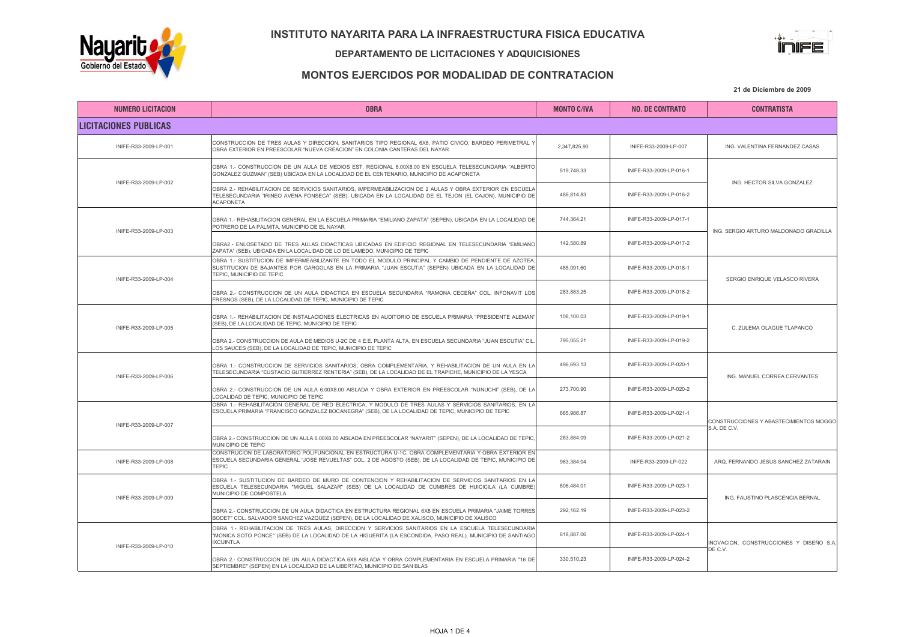# INSTITUTO NAYARITA PARA LA INFRAESTRUCTURA FISICA EDUCATIVA

## DEPARTAMENTO DE LICITACIONES Y ADQUICISIONES

## MONTOS EJERCIDOS POR MODALIDAD DE CONTRATACION

**21 de Diciembre de 2009**

| NUMERO LICITACION | OBRA | MONTO C/IVA | NO. DE CONTRATO | CONTRATISTA |
|---|---|---|---|---|
| **LICITACIONES PUBLICAS** | | | | |
| INIFE-R33-2009-LP-001 | CONSTRUCCION DE TRES AULAS Y DIRECCION, SANITARIOS TIPO REGIONAL 6X8, PATIO CIVICO, BARDEO PERIMETRAL Y OBRA EXTERIOR EN PREESCOLAR "NUEVA CREACION" EN COLONIA CANTERAS DEL NAYAR | 2,347,825.90 | INIFE-R33-2009-LP-007 | ING. VALENTINA FERNANDEZ CASAS |
| INIFE-R33-2009-LP-002 | OBRA 1.- CONSTRUCCION DE UN AULA DE MEDIOS EST. REGIONAL 6.00X8.00 EN ESCUELA TELESECUNDARIA "ALBERTO GONZALEZ GUZMAN" (SEB) UBICADA EN LA LOCALIDAD DE EL CENTENARIO, MUNICIPIO DE ACAPONETA | 519,748.33 | INIFE-R33-2009-LP-016-1 | ING. HECTOR SILVA GONZALEZ |
| | OBRA 2.- REHABILITACION DE SERVICIOS SANITARIOS, IMPERMEABILIZACION DE 2 AULAS Y OBRA EXTERIOR EN ESCUELA TELESECUNDARIA "IRINEO AVENA FONSECA" (SEB), UBICADA EN LA LOCALIDAD DE EL TEJON (EL CAJON), MUNICIPIO DE ACAPONETA | 486,814.83 | INIFE-R33-2009-LP-016-2 | |
| INIFE-R33-2009-LP-003 | OBRA 1.- REHABILITACION GENERAL EN LA ESCUELA PRIMARIA "EMILIANO ZAPATA" (SEPEN), UBICADA EN LA LOCALIDAD DE POTRERO DE LA PALMITA, MUNICIPIO DE EL NAYAR | 744,364.21 | INIFE-R33-2009-LP-017-1 | ING. SERGIO ARTURO MALDONADO GRADILLA |
| | OBRA2.- ENLOSETADO DE TRES AULAS DIDACTICAS UBICADAS EN EDIFICIO REGIONAL EN TELESECUNDARIA "EMILIANO ZAPATA" (SEB), UBICADA EN LA LOCALIDAD DE LO DE LAMEDO, MUNICIPIO DE TEPIC | 142,580.89 | INIFE-R33-2009-LP-017-2 | |
| INIFE-R33-2009-LP-004 | OBRA 1.- SUSTITUCION DE IMPERMEABILIZANTE EN TODO EL MODULO PRINCIPAL Y CAMBIO DE PENDIENTE DE AZOTEA, SUSTITUCION DE BAJANTES POR GARGOLAS EN LA PRIMARIA "JUAN ESCUTIA" (SEPEN) UBICADA EN LA LOCALIDAD DE TEPIC, MUNICIPIO DE TEPIC | 485,091.60 | INIFE-R33-2009-LP-018-1 | SERGIO ENRIQUE VELASCO RIVERA |
| | OBRA 2.- CONSTRUCCION DE UN AULA DIDACTICA EN ESCUELA SECUNDARIA "RAMONA CECEÑA" COL. INFONAVIT LOS FRESNOS (SEB), DE LA LOCALIDAD DE TEPIC, MUNICIPIO DE TEPIC | 283,883.25 | INIFE-R33-2009-LP-018-2 | |
| INIFE-R33-2009-LP-005 | OBRA 1.- REHABILITACION DE INSTALACIONES ELECTRICAS EN AUDITORIO DE ESCUELA PRIMARIA "PRESIDENTE ALEMAN" (SEB), DE LA LOCALIDAD DE TEPIC, MUNICIPIO DE TEPIC | 108,100.03 | INIFE-R33-2009-LP-019-1 | C. ZULEMA OLAGUE TLAPANCO |
| | OBRA 2.- CONSTRUCCION DE AULA DE MEDIOS U-2C DE 4 E.E. PLANTA ALTA, EN ESCUELA SECUNDARIA "JUAN ESCUTIA" CIL. LOS SAUCES (SEB), DE LA LOCALIDAD DE TEPIC, MUNICIPIO DE TEPIC | 795,055.21 | INIFE-R33-2009-LP-019-2 | |
| INIFE-R33-2009-LP-006 | OBRA 1.- CONSTRUCCION DE SERVICIOS SANITARIOS, OBRA COMPLEMENTARIA, Y REHABILITACION DE UN AULA EN LA TELESECUNDARIA "EUSTACIO GUTIERREZ RENTERIA" (SEB), DE LA LOCALIDAD DE EL TRAPICHE, MUNICIPIO DE LA YESCA | 496,693.13 | INIFE-R33-2009-LP-020-1 | ING. MANUEL CORREA CERVANTES |
| | OBRA 2.- CONSTRUCCION DE UN AULA 6.00X8.00 AISLADA Y OBRA EXTERIOR EN PREESCOLAR "NUNUCHI" (SEB), DE LA LOCALIDAD DE TEPIC, MUNICIPIO DE TEPIC | 273,700.90 | INIFE-R33-2009-LP-020-2 | |
| INIFE-R33-2009-LP-007 | OBRA 1.- REHABILITACION GENERAL DE RED ELECTRICA, Y MODULO DE TRES AULAS Y SERVICIOS SANITARIOS, EN LA ESCUELA PRIMARIA "FRANCISCO GONZALEZ BOCANEGRA" (SEB), DE LA LOCALIDAD DE TEPIC, MUNICIPIO DE TEPIC | 665,986.87 | INIFE-R33-2009-LP-021-1 | CONSTRUCCIONES Y ABASTECIMIENTOS MOGGO S.A. DE C.V. |
| | OBRA 2.- CONSTRUCCION DE UN AULA 6.00X8.00 AISLADA EN PREESCOLAR "NAYARIT" (SEPEN), DE LA LOCALIDAD DE TEPIC, MUNICIPIO DE TEPIC | 283,884.09 | INIFE-R33-2009-LP-021-2 | |
| INIFE-R33-2009-LP-008 | CONSTRUCION DE LABORATORIO POLIFUNCIONAL EN ESTRUCTURA U-1C, OBRA COMPLEMENTARIA Y OBRA EXTERIOR EN ESCUELA SECUNDARIA GENERAL "JOSE REVUELTAS" COL. 2 DE AGOSTO (SEB), DE LA LOCALIDAD DE TEPIC, MUNICIPIO DE TEPIC | 983,384.04 | INIFE-R33-2009-LP-022 | ARQ, FERNANDO JESUS SANCHEZ ZATARAIN |
| INIFE-R33-2009-LP-009 | OBRA 1.- SUSTITUCION DE BARDEO DE MURO DE CONTENCION Y REHABILITACION DE SERVICIOS SANITARIOS EN LA ESCUELA TELESECUNDARIA "MIGUEL SALAZAR" (SEB) DE LA LOCALIDAD DE CUMBRES DE HUICICILA (LA CUMBRE) MUNICIPIO DE COMPOSTELA | 806,484.01 | INIFE-R33-2009-LP-023-1 | ING. FAUSTINO PLASCENCIA BERNAL |
| | OBRA 2.- CONSTRUCCION DE UN AULA DIDACTICA EN ESTRUCTURA REGIONAL 6X8 EN ESCUELA PRIMARIA "JAIME TORRES BODET" COL. SALVADOR SANCHEZ VAZQUEZ (SEPEN), DE LA LOCALIDAD DE XALISCO, MUNICIPIO DE XALISCO | 292,162.19 | INIFE-R33-2009-LP-023-2 | |
| INIFE-R33-2009-LP-010 | OBRA 1.- REHABILITACION DE TRES AULAS, DIRECCION Y SERVICIOS SANITARIOS EN LA ESCUELA TELESECUNDARIA "MONICA SOTO PONCE" (SEB) DE LA LOCALIDAD DE LA HIGUERITA (LA ESCONDIDA, PASO REAL), MUNICIPIO DE SANTIAGO IXCUINTLA | 618,887.06 | INIFE-R33-2009-LP-024-1 | INOVACION, CONSTRUCCIONES Y DISEÑO S.A. DE C.V. |
| | OBRA 2.- CONSTRUCCION DE UN AULA DIDACTICA 6X8 AISLADA Y OBRA COMPLEMENTARIA EN ESCUELA PRIMARIA "16 DE SEPTIEMBRE" (SEPEN) EN LA LOCALIDAD DE LA LIBERTAD, MUNICIPIO DE SAN BLAS | 330,510.23 | INIFE-R33-2009-LP-024-2 | |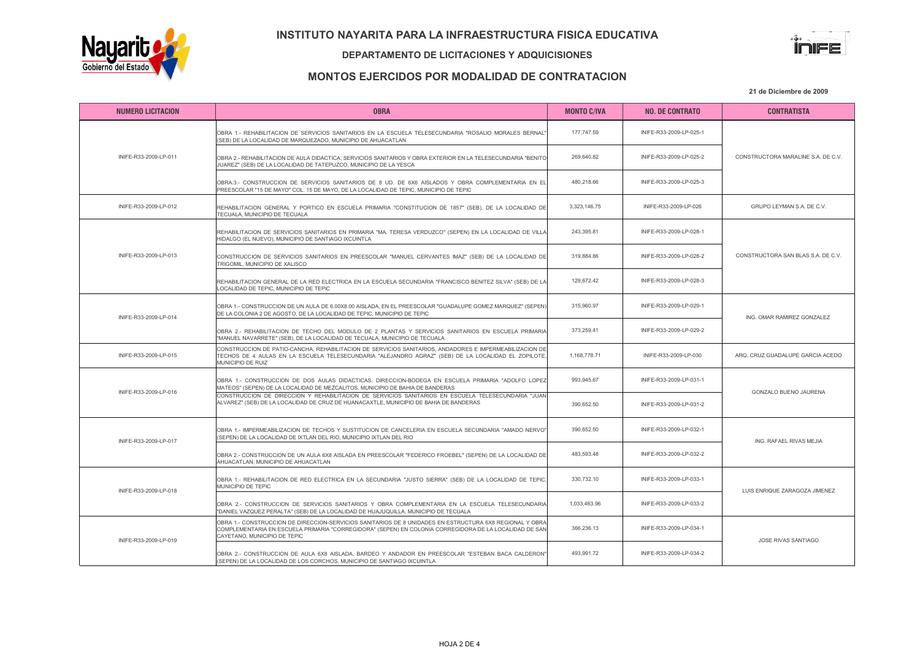# INSTITUTO NAYARITA PARA LA INFRAESTRUCTURA FISICA EDUCATIVA

## DEPARTAMENTO DE LICITACIONES Y ADQUISICIONES

## MONTOS EJERCIDOS POR MODALIDAD DE CONTRATACION

**21 de Diciembre de 2009**

| NUMERO LICITACION | OBRA | MONTO C/IVA | NO. DE CONTRATO | CONTRATISTA |
|---|---|---|---|---|
| INIFE-R33-2009-LP-011 | OBRA 1.- REHABILITACION DE SERVICIOS SANITARIOS EN LA ESCUELA TELESECUNDARIA "ROSALIO MORALES BERNAL" (SEB) DE LA LOCALIDAD DE MARQUEZADO, MUNICIPIO DE AHUACATLAN | 177,747.59 | INIFE-R33-2009-LP-025-1 | CONSTRUCTORA MARALINE S.A. DE C.V. |
| | OBRA 2.- REHABILITACION DE AULA DIDACTICA, SERVICIOS SANITARIOS Y OBRA EXTERIOR EN LA TELESECUNDARIA "BENITO JUAREZ" (SEB) DE LA LOCALIDAD DE TATEPUZCO, MUNICIPIO DE LA YESCA | 269,640.82 | INIFE-R33-2009-LP-025-2 | |
| | OBRA.3.- CONSTRUCCION DE SERVICIOS SANITARIOS DE 8 UD. DE 6X6 AISLADOS Y OBRA COMPLEMENTARIA EN EL PREESCOLAR "15 DE MAYO" COL. 15 DE MAYO, DE LA LOCALIDAD DE TEPIC, MUNICIPIO DE TEPIC | 480,218.66 | INIFE-R33-2009-LP-025-3 | |
| INIFE-R33-2009-LP-012 | REHABILITACION GENERAL Y PORTICO EN ESCUELA PRIMARIA "CONSTITUCION DE 1857" (SEB), DE LA LOCALIDAD DE TECUALA, MUNICIPIO DE TECUALA | 3,323,146.75 | INIFE-R33-2009-LP-026 | GRUPO LEYMAN S.A. DE C.V. |
| INIFE-R33-2009-LP-013 | REHABILITACION DE SERVICIOS SANITARIOS EN PRIMARIA "MA. TERESA VERDUZCO" (SEPEN) EN LA LOCALIDAD DE VILLA HIDALGO (EL NUEVO), MUNICIPIO DE SANTIAGO IXCUINTLA | 243,395.81 | INIFE-R33-2009-LP-028-1 | CONSTRUCTORA SAN BLAS S.A. DE C.V. |
| | CONSTRUCCION DE SERVICIOS SANITARIOS EN PREESCOLAR "MANUEL CERVANTES IMAZ" (SEB) DE LA LOCALIDAD DE TRIGOMIL, MUNICIPIO DE XALISCO | 319,884.86 | INIFE-R33-2009-LP-028-2 | |
| | REHABILITACION GENERAL DE LA RED ELECTRICA EN LA ESCUELA SECUNDARIA "FRANCISCO BENITEZ SILVA" (SEB) DE LA LOCALIDAD DE TEPIC, MUNICIPIO DE TEPIC | 129,672.42 | INIFE-R33-2009-LP-028-3 | |
| INIFE-R33-2009-LP-014 | OBRA 1.- CONSTRUCCION DE UN AULA DE 6.00X8.00 AISLADA, EN EL PREESCOLAR "GUADALUPE GOMEZ MARQUEZ" (SEPEN) DE LA COLONIA 2 DE AGOSTO, DE LA LOCALIDAD DE TEPIC, MUNICIPIO DE TEPIC | 315,960.97 | INIFE-R33-2009-LP-029-1 | ING. OMAR RAMIREZ GONZALEZ |
| | OBRA 2.- REHABILITACION DE TECHO DEL MODULO DE 2 PLANTAS Y SERVICIOS SANITARIOS EN ESCUELA PRIMARIA "MANUEL NAVARRETE" (SEB), DE LA LOCALIDAD DE TECUALA, MUNICIPIO DE TECUALA | 373,259.41 | INIFE-R33-2009-LP-029-2 | |
| INIFE-R33-2009-LP-015 | CONSTRUCCION DE PATIO-CANCHA, REHABILITACION DE SERVICIOS SANITARIOS, ANDADORES E IMPERMEABILIZACION DE TECHOS DE 4 AULAS EN LA ESCUELA TELESECUNDARIA "ALEJANDRO AGRAZ" (SEB) DE LA LOCALIDAD EL ZOPILOTE, MUNICIPIO DE RUIZ | 1,168,778.71 | INIFE-R33-2009-LP-030 | ARQ. CRUZ GUADALUPE GARCIA ACEDO |
| INIFE-R33-2009-LP-016 | OBRA 1.- CONSTRUCCION DE DOS AULAS DIDACTICAS, DIRECCION-BODEGA EN ESCUELA PRIMARIA "ADOLFO LOPEZ MATEOS" (SEPEN) DE LA LOCALIDAD DE MEZCALITOS, MUNICIPIO DE BAHIA DE BANDERAS | 993,945.67 | INIFE-R33-2009-LP-031-1 | GONZALO BUENO JAURENA |
| | CONSTRUCCION DE DIRECCION Y REHABILITACION DE SERVICIOS SANITARIOS EN ESCUELA TELESECUNDARIA "JUAN ALVAREZ" (SEB) DE LA LOCALIDAD DE CRUZ DE HUANACAXTLE, MUNICIPIO DE BAHIA DE BANDERAS | 390,652.50 | INIFE-R33-2009-LP-031-2 | |
| INIFE-R33-2009-LP-017 | OBRA 1.- IMPERMEABILIZACION DE TECHOS Y SUSTITUCION DE CANCELERIA EN ESCUELA SECUNDARIA "AMADO NERVO" (SEPEN) DE LA LOCALIDAD DE IXTLAN DEL RIO, MUNICIPIO IXTLAN DEL RIO | 390,652.50 | INIFE-R33-2009-LP-032-1 | ING. RAFAEL RIVAS MEJIA |
| | OBRA 2.- CONSTRUCCION DE UN AULA 6X8 AISLADA EN PREESCOLAR "FEDERICO FROEBEL" (SEPEN) DE LA LOCALIDAD DE AHUACATLAN, MUNICIPIO DE AHUACATLAN | 483,593.48 | INIFE-R33-2009-LP-032-2 | |
| INIFE-R33-2009-LP-018 | OBRA 1.- REHABILITACION DE RED ELECTRICA EN LA SECUNDARIA "JUSTO SIERRA" (SEB) DE LA LOCALIDAD DE TEPIC, MUNICIPIO DE TEPIC | 330,732.10 | INIFE-R33-2009-LP-033-1 | LUIS ENRIQUE ZARAGOZA JIMENEZ |
| | OBRA 2.- CONSTRUCCION DE SERVICIOS SANITARIOS Y OBRA COMPLEMENTARIA EN LA ESCUELA TELESECUNDARIA "DANIEL VAZQUEZ PERALTA" (SEB) DE LA LOCALIDAD DE HUAJUQUILLA, MUNICIPIO DE TECUALA | 1,033,463.96 | INIFE-R33-2009-LP-033-2 | |
| INIFE-R33-2009-LP-019 | OBRA 1.- CONSTRUCCION DE DIRECCION-SERVICIOS SANITARIOS DE 8 UNIDADES EN ESTRUCTURA 6X8 REGIONAL Y OBRA COMPLEMENTARIA EN ESCUELA PRIMARIA "CORREGIDORA" (SEPEN) EN COLONIA CORREGIDORA DE LA LOCALIDAD DE SAN CAYETANO, MUNICIPIO DE TEPIC | 366,236.13 | INIFE-R33-2009-LP-034-1 | JOSE RIVAS SANTIAGO |
| | OBRA 2.- CONSTRUCCION DE AULA 6X8 AISLADA, BARDEO Y ANDADOR EN PREESCOLAR "ESTEBAN BACA CALDERON" (SEPEN) DE LA LOCALIDAD DE LOS CORCHOS, MUNICIPIO DE SANTIAGO IXCUINTLA | 493,991.72 | INIFE-R33-2009-LP-034-2 | |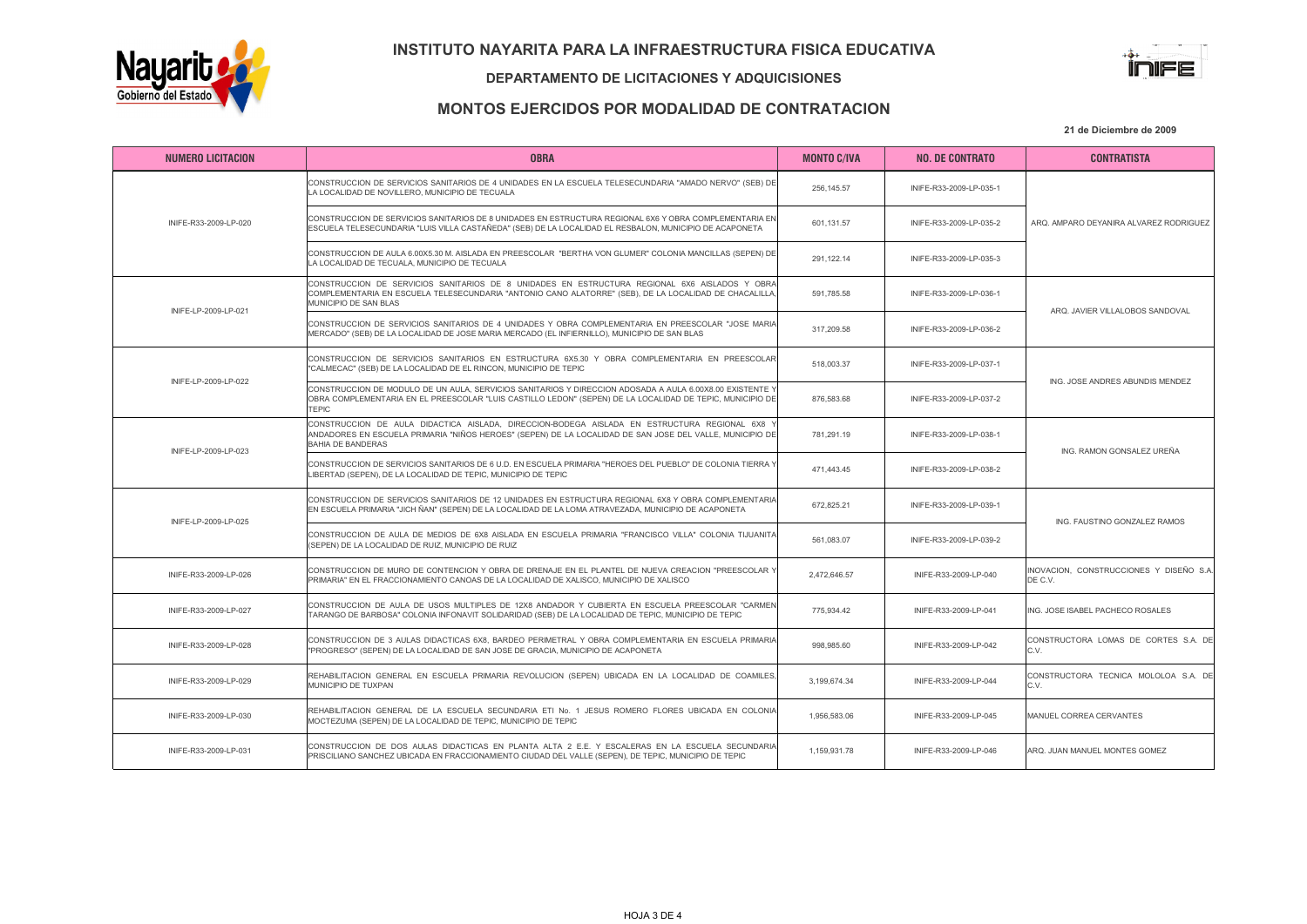# INSTITUTO NAYARITA PARA LA INFRAESTRUCTURA FISICA EDUCATIVA

## DEPARTAMENTO DE LICITACIONES Y ADQUISICIONES

## MONTOS EJERCIDOS POR MODALIDAD DE CONTRATACION

**21 de Diciembre de 2009**

| NUMERO LICITACION | OBRA | MONTO C/IVA | NO. DE CONTRATO | CONTRATISTA |
|---|---|---|---|---|
| INIFE-R33-2009-LP-020 | CONSTRUCCION DE SERVICIOS SANITARIOS DE 4 UNIDADES EN LA ESCUELA TELESECUNDARIA "AMADO NERVO" (SEB) DE LA LOCALIDAD DE NOVILLERO, MUNICIPIO DE TECUALA | 256,145.57 | INIFE-R33-2009-LP-035-1 | ARQ. AMPARO DEYANIRA ALVAREZ RODRIGUEZ |
| | CONSTRUCCION DE SERVICIOS SANITARIOS DE 8 UNIDADES EN ESTRUCTURA REGIONAL 6X6 Y OBRA COMPLEMENTARIA EN ESCUELA TELESECUNDARIA "LUIS VILLA CASTAÑEDA" (SEB) DE LA LOCALIDAD EL RESBALON, MUNICIPIO DE ACAPONETA | 601,131.57 | INIFE-R33-2009-LP-035-2 | |
| | CONSTRUCCION DE AULA 6.00X5.30 M. AISLADA EN PREESCOLAR "BERTHA VON GLUMER" COLONIA MANCILLAS (SEPEN) DE LA LOCALIDAD DE TECUALA, MUNICIPIO DE TECUALA | 291,122.14 | INIFE-R33-2009-LP-035-3 | |
| INIFE-LP-2009-LP-021 | CONSTRUCCION DE SERVICIOS SANITARIOS DE 8 UNIDADES EN ESTRUCTURA REGIONAL 6X6 AISLADOS Y OBRA COMPLEMENTARIA EN ESCUELA TELESECUNDARIA "ANTONIO CANO ALATORRE" (SEB), DE LA LOCALIDAD DE CHACALILLA, MUNICIPIO DE SAN BLAS | 591,785.58 | INIFE-R33-2009-LP-036-1 | ARQ. JAVIER VILLALOBOS SANDOVAL |
| | CONSTRUCCION DE SERVICIOS SANITARIOS DE 4 UNIDADES Y OBRA COMPLEMENTARIA EN PREESCOLAR "JOSE MARIA MERCADO" (SEB) DE LA LOCALIDAD DE JOSE MARIA MERCADO (EL INFIERNILLO), MUNICIPIO DE SAN BLAS | 317,209.58 | INIFE-R33-2009-LP-036-2 | |
| INIFE-LP-2009-LP-022 | CONSTRUCCION DE SERVICIOS SANITARIOS EN ESTRUCTURA 6X5.30 Y OBRA COMPLEMENTARIA EN PREESCOLAR "CALMECAC" (SEB) DE LA LOCALIDAD DE EL RINCON, MUNICIPIO DE TEPIC | 518,003.37 | INIFE-R33-2009-LP-037-1 | ING. JOSE ANDRES ABUNDIS MENDEZ |
| | CONSTRUCCION DE MODULO DE UN AULA, SERVICIOS SANITARIOS Y DIRECCION ADOSADA A AULA 6.00X8.00 EXISTENTE Y OBRA COMPLEMENTARIA EN EL PREESCOLAR "LUIS CASTILLO LEDON" (SEPEN) DE LA LOCALIDAD DE TEPIC, MUNICIPIO DE TEPIC | 876,583.68 | INIFE-R33-2009-LP-037-2 | |
| INIFE-LP-2009-LP-023 | CONSTRUCCION DE AULA DIDACTICA AISLADA, DIRECCION-BODEGA AISLADA EN ESTRUCTURA REGIONAL 6X8 Y ANDADORES EN ESCUELA PRIMARIA "NIÑOS HEROES" (SEPEN) DE LA LOCALIDAD DE SAN JOSE DEL VALLE, MUNICIPIO DE BAHIA DE BANDERAS | 781,291.19 | INIFE-R33-2009-LP-038-1 | ING. RAMON GONSALEZ UREÑA |
| | CONSTRUCCION DE SERVICIOS SANITARIOS DE 6 U.D. EN ESCUELA PRIMARIA "HEROES DEL PUEBLO" DE COLONIA TIERRA Y LIBERTAD (SEPEN), DE LA LOCALIDAD DE TEPIC, MUNICIPIO DE TEPIC | 471,443.45 | INIFE-R33-2009-LP-038-2 | |
| INIFE-LP-2009-LP-025 | CONSTRUCCION DE SERVICIOS SANITARIOS DE 12 UNIDADES EN ESTRUCTURA REGIONAL 6X8 Y OBRA COMPLEMENTARIA EN ESCUELA PRIMARIA "JICH ÑAN" (SEPEN) DE LA LOCALIDAD DE LA LOMA ATRAVEZADA, MUNICIPIO DE ACAPONETA | 672,825.21 | INIFE-R33-2009-LP-039-1 | ING. FAUSTINO GONZALEZ RAMOS |
| | CONSTRUCCION DE AULA DE MEDIOS DE 6X8 AISLADA EN ESCUELA PRIMARIA "FRANCISCO VILLA" COLONIA TIJUANITA (SEPEN) DE LA LOCALIDAD DE RUIZ, MUNICIPIO DE RUIZ | 561,083.07 | INIFE-R33-2009-LP-039-2 | |
| INIFE-R33-2009-LP-026 | CONSTRUCCION DE MURO DE CONTENCION Y OBRA DE DRENAJE EN EL PLANTEL DE NUEVA CREACION "PREESCOLAR Y PRIMARIA" EN EL FRACCIONAMIENTO CANOAS DE LA LOCALIDAD DE XALISCO, MUNICIPIO DE XALISCO | 2,472,646.57 | INIFE-R33-2009-LP-040 | INOVACION, CONSTRUCCIONES Y DISEÑO S.A. DE C.V. |
| INIFE-R33-2009-LP-027 | CONSTRUCCION DE AULA DE USOS MULTIPLES DE 12X8 ANDADOR Y CUBIERTA EN ESCUELA PREESCOLAR "CARMEN TARANGO DE BARBOSA" COLONIA INFONAVIT SOLIDARIDAD (SEB) DE LA LOCALIDAD DE TEPIC, MUNICIPIO DE TEPIC | 775,934.42 | INIFE-R33-2009-LP-041 | ING. JOSE ISABEL PACHECO ROSALES |
| INIFE-R33-2009-LP-028 | CONSTRUCCION DE 3 AULAS DIDACTICAS 6X8, BARDEO PERIMETRAL Y OBRA COMPLEMENTARIA EN ESCUELA PRIMARIA "PROGRESO" (SEPEN) DE LA LOCALIDAD DE SAN JOSE DE GRACIA, MUNICIPIO DE ACAPONETA | 998,985.60 | INIFE-R33-2009-LP-042 | CONSTRUCTORA LOMAS DE CORTES S.A. DE C.V. |
| INIFE-R33-2009-LP-029 | REHABILITACION GENERAL EN ESCUELA PRIMARIA REVOLUCION (SEPEN) UBICADA EN LA LOCALIDAD DE COAMILES, MUNICIPIO DE TUXPAN | 3,199,674.34 | INIFE-R33-2009-LP-044 | CONSTRUCTORA TECNICA MOLOLOA S.A. DE C.V. |
| INIFE-R33-2009-LP-030 | REHABILITACION GENERAL DE LA ESCUELA SECUNDARIA ETI No. 1 JESUS ROMERO FLORES UBICADA EN COLONIA MOCTEZUMA (SEPEN) DE LA LOCALIDAD DE TEPIC, MUNICIPIO DE TEPIC | 1,956,583.06 | INIFE-R33-2009-LP-045 | MANUEL CORREA CERVANTES |
| INIFE-R33-2009-LP-031 | CONSTRUCCION DE DOS AULAS DIDACTICAS EN PLANTA ALTA 2 E.E. Y ESCALERAS EN LA ESCUELA SECUNDARIA PRISCILIANO SANCHEZ UBICADA EN FRACCIONAMIENTO CIUDAD DEL VALLE (SEPEN), DE TEPIC, MUNICIPIO DE TEPIC | 1,159,931.78 | INIFE-R33-2009-LP-046 | ARQ. JUAN MANUEL MONTES GOMEZ |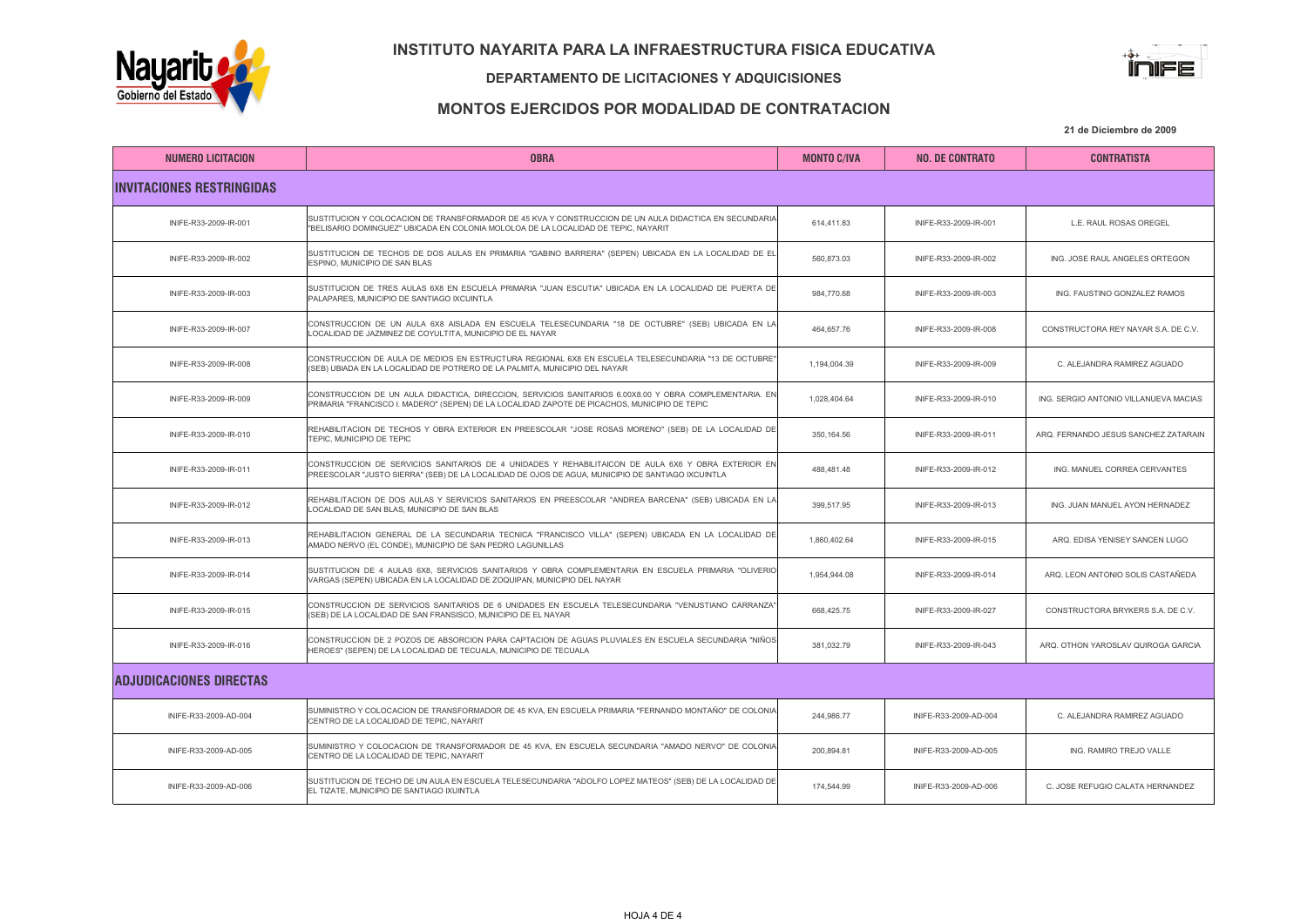# INSTITUTO NAYARITA PARA LA INFRAESTRUCTURA FISICA EDUCATIVA

## DEPARTAMENTO DE LICITACIONES Y ADQUISICIONES

## MONTOS EJERCIDOS POR MODALIDAD DE CONTRATACION

**21 de Diciembre de 2009**

| NUMERO LICITACION | OBRA | MONTO C/IVA | NO. DE CONTRATO | CONTRATISTA |
|---|---|---|---|---|
| **INVITACIONES RESTRINGIDAS** | | | | |
| INIFE-R33-2009-IR-001 | SUSTITUCION Y COLOCACION DE TRANSFORMADOR DE 45 KVA Y CONSTRUCCION DE UN AULA DIDACTICA EN SECUNDARIA "BELISARIO DOMINGUEZ" UBICADA EN COLONIA MOLOLOA DE LA LOCALIDAD DE TEPIC, NAYARIT | 614,411.83 | INIFE-R33-2009-IR-001 | L.E. RAUL ROSAS OREGEL |
| INIFE-R33-2009-IR-002 | SUSTITUCION DE TECHOS DE DOS AULAS EN PRIMARIA "GABINO BARRERA" (SEPEN) UBICADA EN LA LOCALIDAD DE EL ESPINO, MUNICIPIO DE SAN BLAS | 560,873.03 | INIFE-R33-2009-IR-002 | ING. JOSE RAUL ANGELES ORTEGON |
| INIFE-R33-2009-IR-003 | SUSTITUCION DE TRES AULAS 6X8 EN ESCUELA PRIMARIA "JUAN ESCUTIA" UBICADA EN LA LOCALIDAD DE PUERTA DE PALAPARES, MUNICIPIO DE SANTIAGO IXCUINTLA | 984,770.68 | INIFE-R33-2009-IR-003 | ING. FAUSTINO GONZALEZ RAMOS |
| INIFE-R33-2009-IR-007 | CONSTRUCCION DE UN AULA 6X8 AISLADA EN ESCUELA TELESECUNDARIA "18 DE OCTUBRE" (SEB) UBICADA EN LA LOCALIDAD DE JAZMINEZ DE COYULTITA, MUNICIPIO DE EL NAYAR | 464,657.76 | INIFE-R33-2009-IR-008 | CONSTRUCTORA REY NAYAR S.A. DE C.V. |
| INIFE-R33-2009-IR-008 | CONSTRUCCION DE AULA DE MEDIOS EN ESTRUCTURA REGIONAL 6X8 EN ESCUELA TELESECUNDARIA "13 DE OCTUBRE" (SEB) UBIADA EN LA LOCALIDAD DE POTRERO DE LA PALMITA, MUNICIPIO DEL NAYAR | 1,194,004.39 | INIFE-R33-2009-IR-009 | C. ALEJANDRA RAMIREZ AGUADO |
| INIFE-R33-2009-IR-009 | CONSTRUCCION DE UN AULA DIDACTICA, DIRECCION, SERVICIOS SANITARIOS 6.00X8.00 Y OBRA COMPLEMENTARIA. EN PRIMARIA "FRANCISCO I. MADERO" (SEPEN) DE LA LOCALIDAD ZAPOTE DE PICACHOS, MUNICIPIO DE TEPIC | 1,028,404.64 | INIFE-R33-2009-IR-010 | ING. SERGIO ANTONIO VILLANUEVA MACIAS |
| INIFE-R33-2009-IR-010 | REHABILITACION DE TECHOS Y OBRA EXTERIOR EN PREESCOLAR "JOSE ROSAS MORENO" (SEB) DE LA LOCALIDAD DE TEPIC, MUNICIPIO DE TEPIC | 350,164.56 | INIFE-R33-2009-IR-011 | ARQ. FERNANDO JESUS SANCHEZ ZATARAIN |
| INIFE-R33-2009-IR-011 | CONSTRUCCION DE SERVICIOS SANITARIOS DE 4 UNIDADES Y REHABILITAICON DE AULA 6X6 Y OBRA EXTERIOR EN PREESCOLAR "JUSTO SIERRA" (SEB) DE LA LOCALIDAD DE OJOS DE AGUA, MUNICIPIO DE SANTIAGO IXCUINTLA | 488,481.48 | INIFE-R33-2009-IR-012 | ING. MANUEL CORREA CERVANTES |
| INIFE-R33-2009-IR-012 | REHABILITACION DE DOS AULAS Y SERVICIOS SANITARIOS EN PREESCOLAR "ANDREA BARCENA" (SEB) UBICADA EN LA LOCALIDAD DE SAN BLAS, MUNICIPIO DE SAN BLAS | 399,517.95 | INIFE-R33-2009-IR-013 | ING. JUAN MANUEL AYON HERNADEZ |
| INIFE-R33-2009-IR-013 | REHABILITACION GENERAL DE LA SECUNDARIA TECNICA "FRANCISCO VILLA" (SEPEN) UBICADA EN LA LOCALIDAD DE AMADO NERVO (EL CONDE), MUNICIPIO DE SAN PEDRO LAGUNILLAS | 1,860,402.64 | INIFE-R33-2009-IR-015 | ARQ. EDISA YENISEY SANCEN LUGO |
| INIFE-R33-2009-IR-014 | SUSTITUCION DE 4 AULAS 6X8, SERVICIOS SANITARIOS Y OBRA COMPLEMENTARIA EN ESCUELA PRIMARIA "OLIVERIO VARGAS (SEPEN) UBICADA EN LA LOCALIDAD DE ZOQUIPAN, MUNICIPIO DEL NAYAR | 1,954,944.08 | INIFE-R33-2009-IR-014 | ARQ. LEON ANTONIO SOLIS CASTAÑEDA |
| INIFE-R33-2009-IR-015 | CONSTRUCCION DE SERVICIOS SANITARIOS DE 6 UNIDADES EN ESCUELA TELESECUNDARIA "VENUSTIANO CARRANZA" (SEB) DE LA LOCALIDAD DE SAN FRANSISCO, MUNICIPIO DE EL NAYAR | 668,425.75 | INIFE-R33-2009-IR-027 | CONSTRUCTORA BRYKERS S.A. DE C.V. |
| INIFE-R33-2009-IR-016 | CONSTRUCCION DE 2 POZOS DE ABSORCION PARA CAPTACION DE AGUAS PLUVIALES EN ESCUELA SECUNDARIA "NIÑOS HEROES" (SEPEN) DE LA LOCALIDAD DE TECUALA, MUNICIPIO DE TECUALA | 381,032.79 | INIFE-R33-2009-IR-043 | ARQ. OTHON YAROSLAV QUIROGA GARCIA |
| **ADJUDICACIONES DIRECTAS** | | | | |
| INIFE-R33-2009-AD-004 | SUMINISTRO Y COLOCACION DE TRANSFORMADOR DE 45 KVA, EN ESCUELA PRIMARIA "FERNANDO MONTAÑO" DE COLONIA CENTRO DE LA LOCALIDAD DE TEPIC, NAYARIT | 244,986.77 | INIFE-R33-2009-AD-004 | C. ALEJANDRA RAMIREZ AGUADO |
| INIFE-R33-2009-AD-005 | SUMINISTRO Y COLOCACION DE TRANSFORMADOR DE 45 KVA, EN ESCUELA SECUNDARIA "AMADO NERVO" DE COLONIA CENTRO DE LA LOCALIDAD DE TEPIC, NAYARIT | 200,894.81 | INIFE-R33-2009-AD-005 | ING. RAMIRO TREJO VALLE |
| INIFE-R33-2009-AD-006 | SUSTITUCION DE TECHO DE UN AULA EN ESCUELA TELESECUNDARIA "ADOLFO LOPEZ MATEOS" (SEB) DE LA LOCALIDAD DE EL TIZATE, MUNICIPIO DE SANTIAGO IXUINTLA | 174,544.99 | INIFE-R33-2009-AD-006 | C. JOSE REFUGIO CALATA HERNANDEZ |